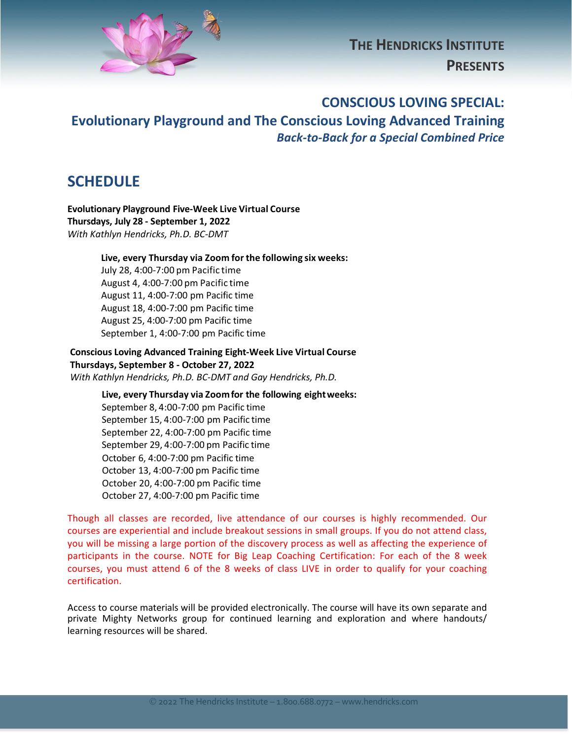**THE HENDRICKS INSTITUTE PRESENTS**

# CONSCIOUS LOVING SPECIAL:

## Evolutionary Playground and The Conscious Loving Advanced Training

***Back-to-Back for a Special Combined Price***

## SCHEDULE

**Evolutionary Playground Five-Week Live Virtual Course**
**Thursdays, July 28 - September 1, 2022**
*With Kathlyn Hendricks, Ph.D. BC-DMT*

**Live, every Thursday via Zoom for the following six weeks:**
July 28, 4:00-7:00 pm Pacific time
August 4, 4:00-7:00 pm Pacific time
August 11, 4:00-7:00 pm Pacific time
August 18, 4:00-7:00 pm Pacific time
August 25, 4:00-7:00 pm Pacific time
September 1, 4:00-7:00 pm Pacific time

**Conscious Loving Advanced Training Eight-Week Live Virtual Course**
**Thursdays, September 8 - October 27, 2022**
*With Kathlyn Hendricks, Ph.D. BC-DMT and Gay Hendricks, Ph.D.*

**Live, every Thursday via Zoom for the following eight weeks:**
September 8, 4:00-7:00 pm Pacific time
September 15, 4:00-7:00 pm Pacific time
September 22, 4:00-7:00 pm Pacific time
September 29, 4:00-7:00 pm Pacific time
October 6, 4:00-7:00 pm Pacific time
October 13, 4:00-7:00 pm Pacific time
October 20, 4:00-7:00 pm Pacific time
October 27, 4:00-7:00 pm Pacific time

Though all classes are recorded, live attendance of our courses is highly recommended. Our courses are experiential and include breakout sessions in small groups. If you do not attend class, you will be missing a large portion of the discovery process as well as affecting the experience of participants in the course. NOTE for Big Leap Coaching Certification: For each of the 8 week courses, you must attend 6 of the 8 weeks of class LIVE in order to qualify for your coaching certification.

Access to course materials will be provided electronically. The course will have its own separate and private Mighty Networks group for continued learning and exploration and where handouts/ learning resources will be shared.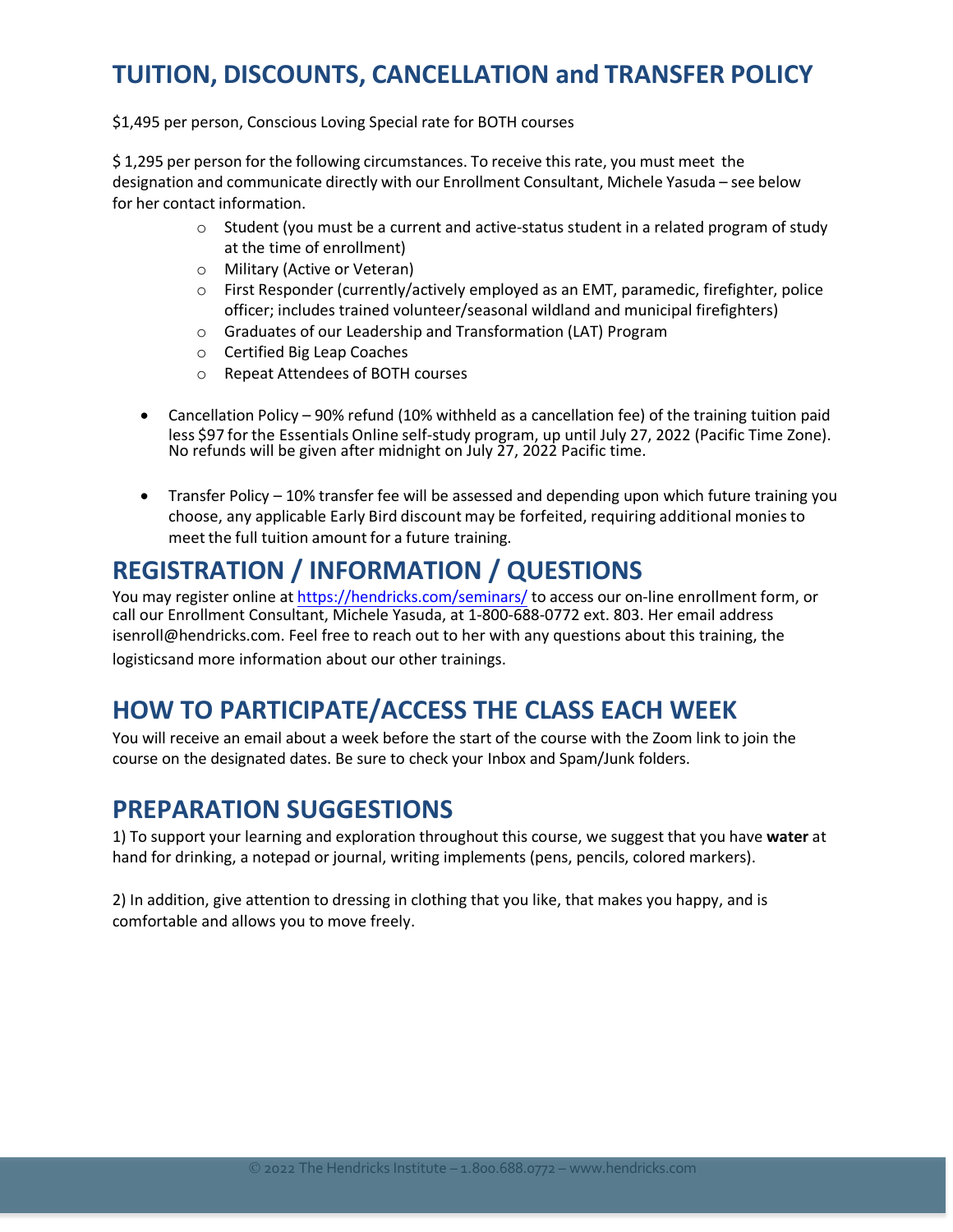## TUITION, DISCOUNTS, CANCELLATION and TRANSFER POLICY

$1,495 per person, Conscious Loving Special rate for BOTH courses

$ 1,295 per person for the following circumstances. To receive this rate, you must meet the designation and communicate directly with our Enrollment Consultant, Michele Yasuda – see below for her contact information.

- Student (you must be a current and active-status student in a related program of study at the time of enrollment)
- Military (Active or Veteran)
- First Responder (currently/actively employed as an EMT, paramedic, firefighter, police officer; includes trained volunteer/seasonal wildland and municipal firefighters)
- Graduates of our Leadership and Transformation (LAT) Program
- Certified Big Leap Coaches
- Repeat Attendees of BOTH courses

- Cancellation Policy – 90% refund (10% withheld as a cancellation fee) of the training tuition paid less $97 for the Essentials Online self-study program, up until July 27, 2022 (Pacific Time Zone). No refunds will be given after midnight on July 27, 2022 Pacific time.

- Transfer Policy – 10% transfer fee will be assessed and depending upon which future training you choose, any applicable Early Bird discount may be forfeited, requiring additional monies to meet the full tuition amount for a future training.

## REGISTRATION / INFORMATION / QUESTIONS

You may register online at https://hendricks.com/seminars/ to access our on-line enrollment form, or call our Enrollment Consultant, Michele Yasuda, at 1-800-688-0772 ext. 803. Her email address isenroll@hendricks.com. Feel free to reach out to her with any questions about this training, the logisticsand more information about our other trainings.

## HOW TO PARTICIPATE/ACCESS THE CLASS EACH WEEK

You will receive an email about a week before the start of the course with the Zoom link to join the course on the designated dates. Be sure to check your Inbox and Spam/Junk folders.

## PREPARATION SUGGESTIONS

1) To support your learning and exploration throughout this course, we suggest that you have **water** at hand for drinking, a notepad or journal, writing implements (pens, pencils, colored markers).

2) In addition, give attention to dressing in clothing that you like, that makes you happy, and is comfortable and allows you to move freely.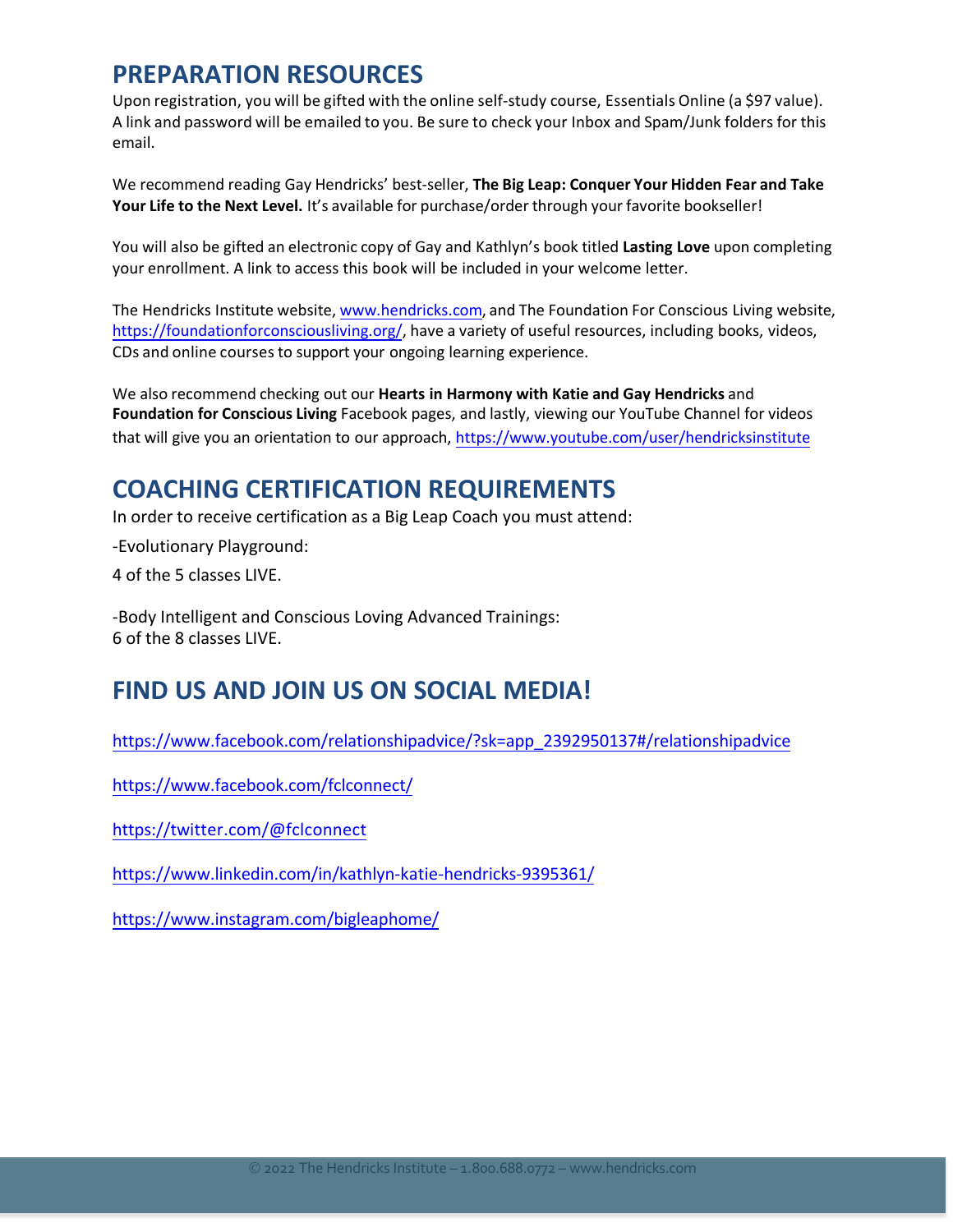## PREPARATION RESOURCES

Upon registration, you will be gifted with the online self-study course, Essentials Online (a $97 value). A link and password will be emailed to you. Be sure to check your Inbox and Spam/Junk folders for this email.

We recommend reading Gay Hendricks' best-seller, **The Big Leap: Conquer Your Hidden Fear and Take Your Life to the Next Level.** It's available for purchase/order through your favorite bookseller!

You will also be gifted an electronic copy of Gay and Kathlyn's book titled **Lasting Love** upon completing your enrollment. A link to access this book will be included in your welcome letter.

The Hendricks Institute website, www.hendricks.com, and The Foundation For Conscious Living website, https://foundationforconsciousliving.org/, have a variety of useful resources, including books, videos, CDs and online courses to support your ongoing learning experience.

We also recommend checking out our **Hearts in Harmony with Katie and Gay Hendricks** and **Foundation for Conscious Living** Facebook pages, and lastly, viewing our YouTube Channel for videos that will give you an orientation to our approach, https://www.youtube.com/user/hendricksinstitute

## COACHING CERTIFICATION REQUIREMENTS

In order to receive certification as a Big Leap Coach you must attend:

-Evolutionary Playground:

4 of the 5 classes LIVE.

-Body Intelligent and Conscious Loving Advanced Trainings:
6 of the 8 classes LIVE.

## FIND US AND JOIN US ON SOCIAL MEDIA!

https://www.facebook.com/relationshipadvice/?sk=app_2392950137#/relationshipadvice

https://www.facebook.com/fclconnect/

https://twitter.com/@fclconnect

https://www.linkedin.com/in/kathlyn-katie-hendricks-9395361/

https://www.instagram.com/bigleaphome/